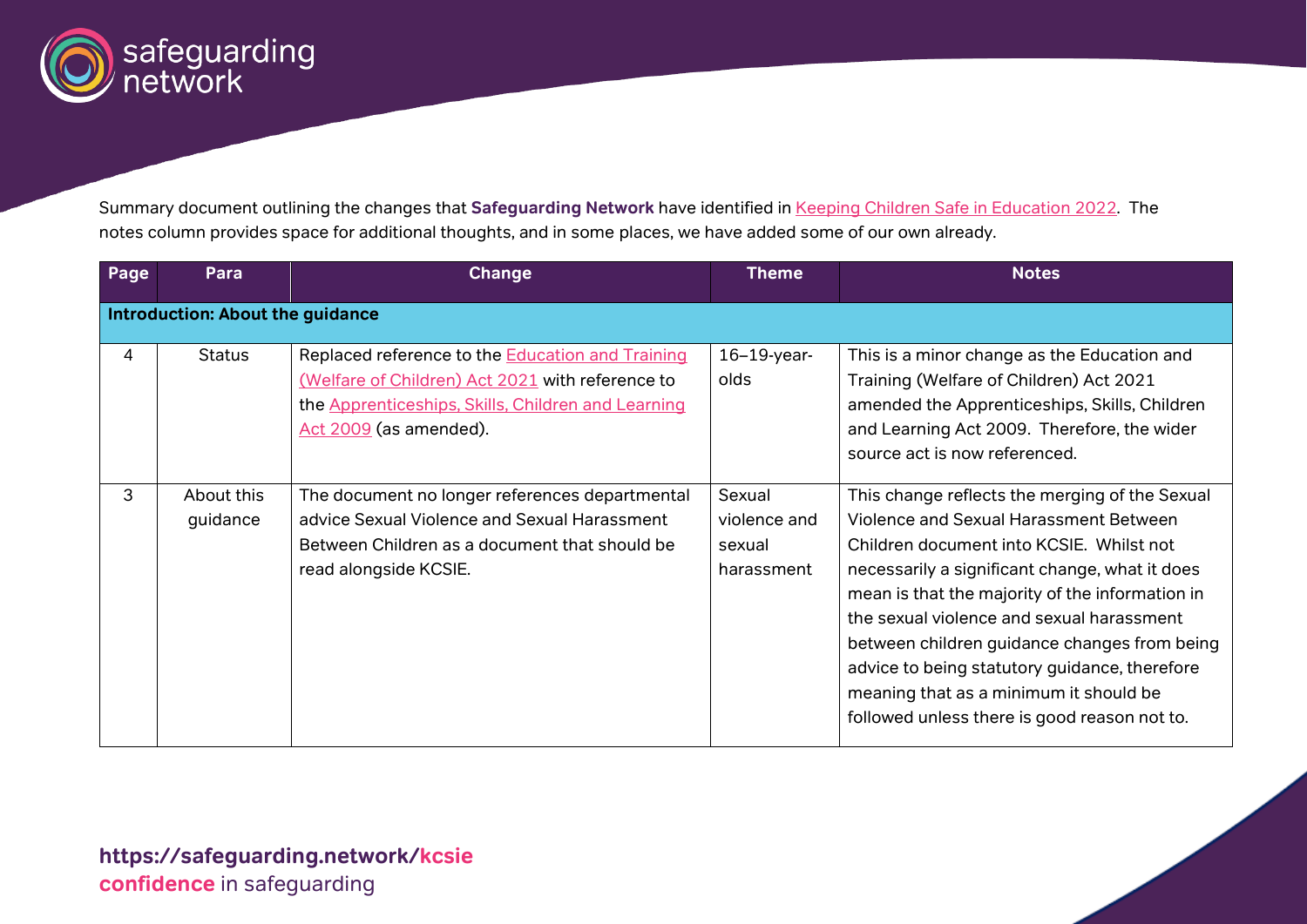Summary document outlining the changes that **Safeguarding Network** have identified in [Keeping Children Safe in Education 2022](#). The notes column provides space for additional thoughts, and in some places, we have added some of our own already.

| Page | Para | Change | Theme | Notes |
|---|---|---|---|---|
| **Introduction: About the guidance** | | | | |
| 4 | Status | Replaced reference to the Education and Training (Welfare of Children) Act 2021 with reference to the Apprenticeships, Skills, Children and Learning Act 2009 (as amended). | 16–19-year-olds | This is a minor change as the Education and Training (Welfare of Children) Act 2021 amended the Apprenticeships, Skills, Children and Learning Act 2009. Therefore, the wider source act is now referenced. |
| 3 | About this guidance | The document no longer references departmental advice Sexual Violence and Sexual Harassment Between Children as a document that should be read alongside KCSIE. | Sexual violence and sexual harassment | This change reflects the merging of the Sexual Violence and Sexual Harassment Between Children document into KCSIE. Whilst not necessarily a significant change, what it does mean is that the majority of the information in the sexual violence and sexual harassment between children guidance changes from being advice to being statutory guidance, therefore meaning that as a minimum it should be followed unless there is good reason not to. |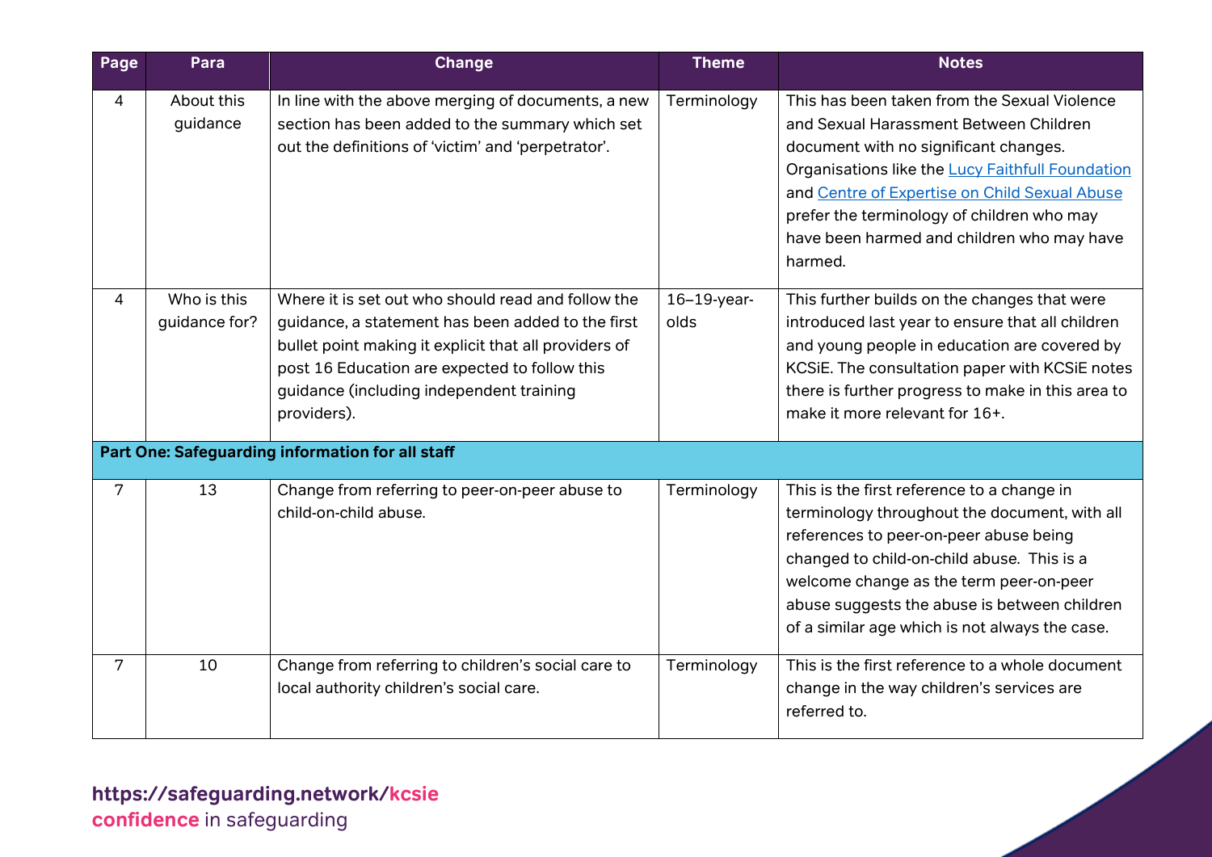| Page | Para | Change | Theme | Notes |
|---|---|---|---|---|
| 4 | About this guidance | In line with the above merging of documents, a new section has been added to the summary which set out the definitions of 'victim' and 'perpetrator'. | Terminology | This has been taken from the Sexual Violence and Sexual Harassment Between Children document with no significant changes. Organisations like the Lucy Faithfull Foundation and Centre of Expertise on Child Sexual Abuse prefer the terminology of children who may have been harmed and children who may have harmed. |
| 4 | Who is this guidance for? | Where it is set out who should read and follow the guidance, a statement has been added to the first bullet point making it explicit that all providers of post 16 Education are expected to follow this guidance (including independent training providers). | 16–19-year-olds | This further builds on the changes that were introduced last year to ensure that all children and young people in education are covered by KCSiE. The consultation paper with KCSiE notes there is further progress to make in this area to make it more relevant for 16+. |
| **Part One: Safeguarding information for all staff** | | | | |
| 7 | 13 | Change from referring to peer-on-peer abuse to child-on-child abuse. | Terminology | This is the first reference to a change in terminology throughout the document, with all references to peer-on-peer abuse being changed to child-on-child abuse. This is a welcome change as the term peer-on-peer abuse suggests the abuse is between children of a similar age which is not always the case. |
| 7 | 10 | Change from referring to children's social care to local authority children's social care. | Terminology | This is the first reference to a whole document change in the way children's services are referred to. |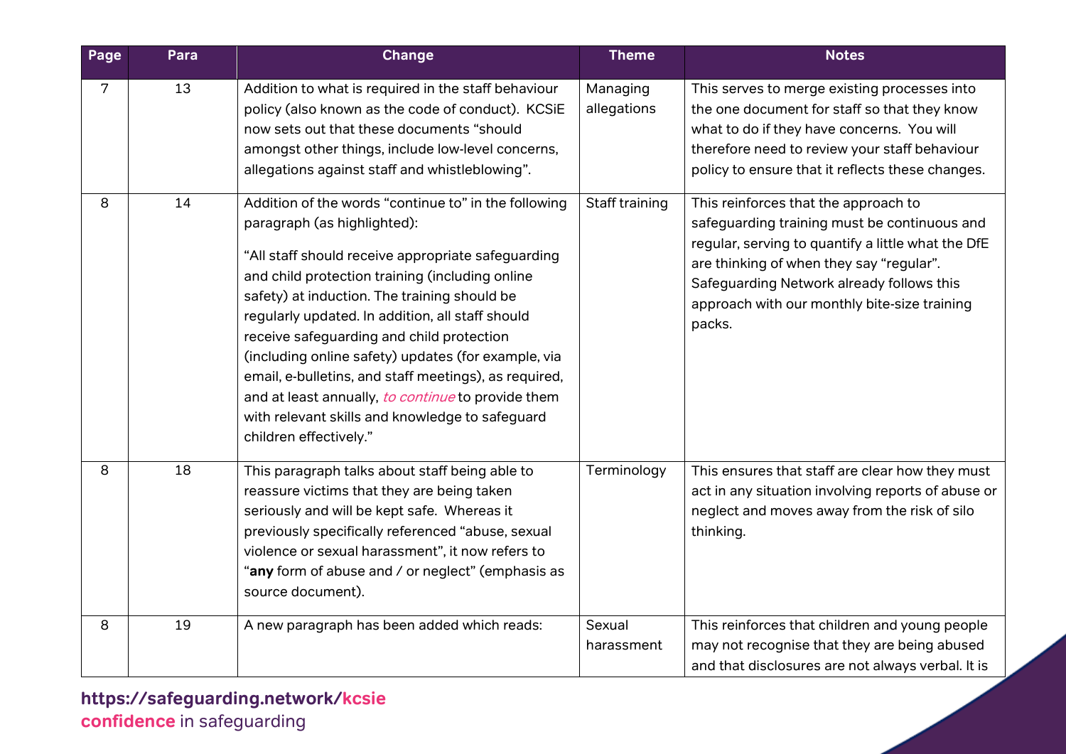| Page | Para | Change | Theme | Notes |
|---|---|---|---|---|
| 7 | 13 | Addition to what is required in the staff behaviour policy (also known as the code of conduct). KCSiE now sets out that these documents "should amongst other things, include low-level concerns, allegations against staff and whistleblowing". | Managing allegations | This serves to merge existing processes into the one document for staff so that they know what to do if they have concerns. You will therefore need to review your staff behaviour policy to ensure that it reflects these changes. |
| 8 | 14 | Addition of the words "continue to" in the following paragraph (as highlighted): "All staff should receive appropriate safeguarding and child protection training (including online safety) at induction. The training should be regularly updated. In addition, all staff should receive safeguarding and child protection (including online safety) updates (for example, via email, e-bulletins, and staff meetings), as required, and at least annually, *to continue* to provide them with relevant skills and knowledge to safeguard children effectively." | Staff training | This reinforces that the approach to safeguarding training must be continuous and regular, serving to quantify a little what the DfE are thinking of when they say "regular". Safeguarding Network already follows this approach with our monthly bite-size training packs. |
| 8 | 18 | This paragraph talks about staff being able to reassure victims that they are being taken seriously and will be kept safe. Whereas it previously specifically referenced "abuse, sexual violence or sexual harassment", it now refers to "**any** form of abuse and / or neglect" (emphasis as source document). | Terminology | This ensures that staff are clear how they must act in any situation involving reports of abuse or neglect and moves away from the risk of silo thinking. |
| 8 | 19 | A new paragraph has been added which reads: | Sexual harassment | This reinforces that children and young people may not recognise that they are being abused and that disclosures are not always verbal. It is |

https://safeguarding.network/kcsie
confidence in safeguarding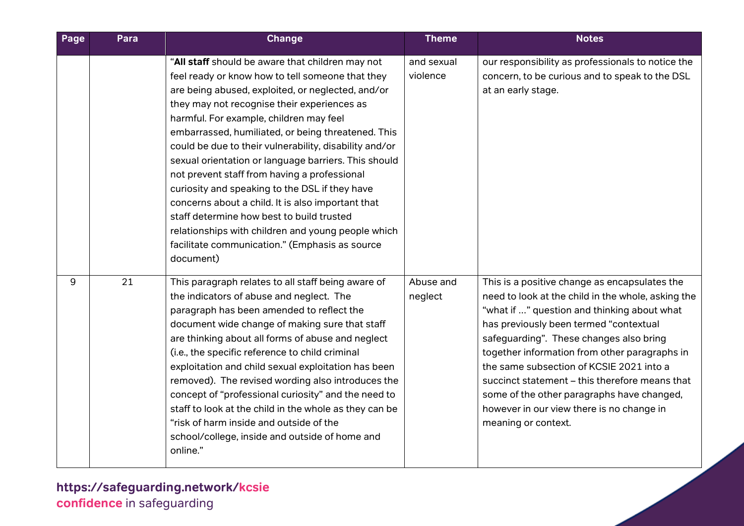| Page | Para | Change | Theme | Notes |
|---|---|---|---|---|
| | | "**All staff** should be aware that children may not feel ready or know how to tell someone that they are being abused, exploited, or neglected, and/or they may not recognise their experiences as harmful. For example, children may feel embarrassed, humiliated, or being threatened. This could be due to their vulnerability, disability and/or sexual orientation or language barriers. This should not prevent staff from having a professional curiosity and speaking to the DSL if they have concerns about a child. It is also important that staff determine how best to build trusted relationships with children and young people which facilitate communication." (Emphasis as source document) | and sexual violence | our responsibility as professionals to notice the concern, to be curious and to speak to the DSL at an early stage. |
| 9 | 21 | This paragraph relates to all staff being aware of the indicators of abuse and neglect. The paragraph has been amended to reflect the document wide change of making sure that staff are thinking about all forms of abuse and neglect (i.e., the specific reference to child criminal exploitation and child sexual exploitation has been removed). The revised wording also introduces the concept of "professional curiosity" and the need to staff to look at the child in the whole as they can be "risk of harm inside and outside of the school/college, inside and outside of home and online." | Abuse and neglect | This is a positive change as encapsulates the need to look at the child in the whole, asking the "what if …" question and thinking about what has previously been termed "contextual safeguarding". These changes also bring together information from other paragraphs in the same subsection of KCSIE 2021 into a succinct statement – this therefore means that some of the other paragraphs have changed, however in our view there is no change in meaning or context. |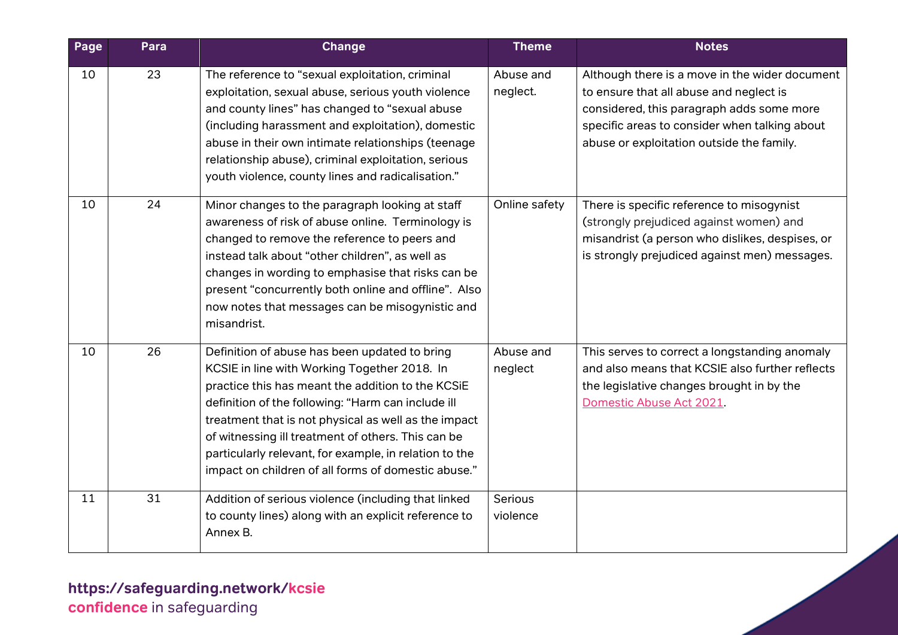| Page | Para | Change | Theme | Notes |
|---|---|---|---|---|
| 10 | 23 | The reference to "sexual exploitation, criminal exploitation, sexual abuse, serious youth violence and county lines" has changed to "sexual abuse (including harassment and exploitation), domestic abuse in their own intimate relationships (teenage relationship abuse), criminal exploitation, serious youth violence, county lines and radicalisation." | Abuse and neglect. | Although there is a move in the wider document to ensure that all abuse and neglect is considered, this paragraph adds some more specific areas to consider when talking about abuse or exploitation outside the family. |
| 10 | 24 | Minor changes to the paragraph looking at staff awareness of risk of abuse online. Terminology is changed to remove the reference to peers and instead talk about "other children", as well as changes in wording to emphasise that risks can be present "concurrently both online and offline". Also now notes that messages can be misogynistic and misandrist. | Online safety | There is specific reference to misogynist (strongly prejudiced against women) and misandrist (a person who dislikes, despises, or is strongly prejudiced against men) messages. |
| 10 | 26 | Definition of abuse has been updated to bring KCSIE in line with Working Together 2018. In practice this has meant the addition to the KCSiE definition of the following: "Harm can include ill treatment that is not physical as well as the impact of witnessing ill treatment of others. This can be particularly relevant, for example, in relation to the impact on children of all forms of domestic abuse." | Abuse and neglect | This serves to correct a longstanding anomaly and also means that KCSIE also further reflects the legislative changes brought in by the Domestic Abuse Act 2021. |
| 11 | 31 | Addition of serious violence (including that linked to county lines) along with an explicit reference to Annex B. | Serious violence | |

**https://safeguarding.network/kcsie**
**confidence** in safeguarding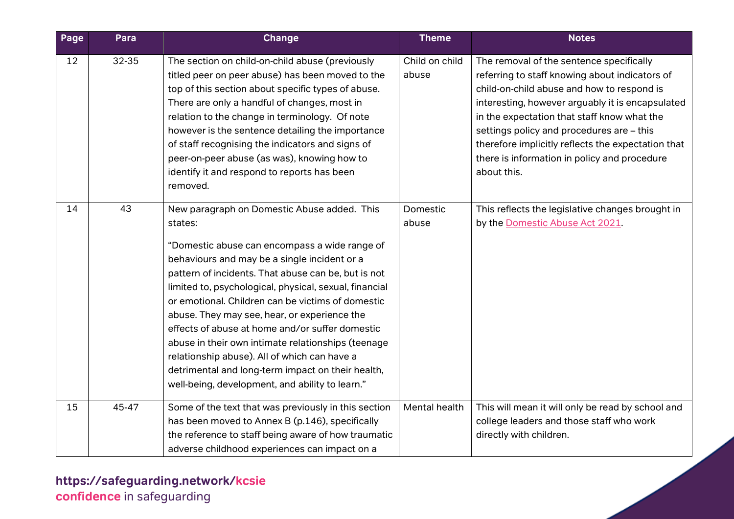| Page | Para | Change | Theme | Notes |
|---|---|---|---|---|
| 12 | 32-35 | The section on child-on-child abuse (previously titled peer on peer abuse) has been moved to the top of this section about specific types of abuse. There are only a handful of changes, most in relation to the change in terminology. Of note however is the sentence detailing the importance of staff recognising the indicators and signs of peer-on-peer abuse (as was), knowing how to identify it and respond to reports has been removed. | Child on child abuse | The removal of the sentence specifically referring to staff knowing about indicators of child-on-child abuse and how to respond is interesting, however arguably it is encapsulated in the expectation that staff know what the settings policy and procedures are – this therefore implicitly reflects the expectation that there is information in policy and procedure about this. |
| 14 | 43 | New paragraph on Domestic Abuse added. This states:<br><br>"Domestic abuse can encompass a wide range of behaviours and may be a single incident or a pattern of incidents. That abuse can be, but is not limited to, psychological, physical, sexual, financial or emotional. Children can be victims of domestic abuse. They may see, hear, or experience the effects of abuse at home and/or suffer domestic abuse in their own intimate relationships (teenage relationship abuse). All of which can have a detrimental and long-term impact on their health, well-being, development, and ability to learn." | Domestic abuse | This reflects the legislative changes brought in by the Domestic Abuse Act 2021. |
| 15 | 45-47 | Some of the text that was previously in this section has been moved to Annex B (p.146), specifically the reference to staff being aware of how traumatic adverse childhood experiences can impact on a | Mental health | This will mean it will only be read by school and college leaders and those staff who work directly with children. |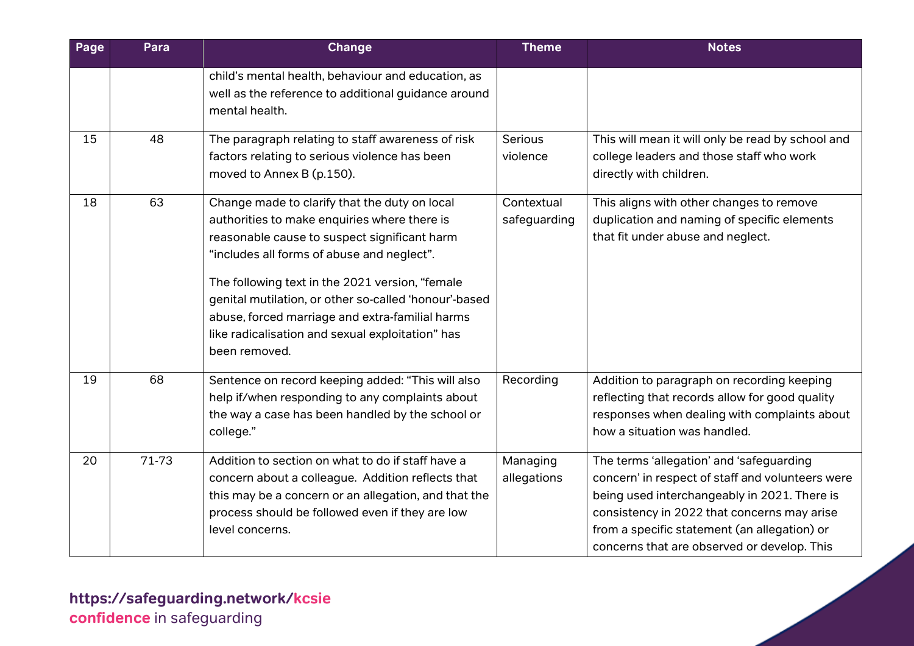| Page | Para | Change | Theme | Notes |
|---|---|---|---|---|
| | | child's mental health, behaviour and education, as well as the reference to additional guidance around mental health. | | |
| 15 | 48 | The paragraph relating to staff awareness of risk factors relating to serious violence has been moved to Annex B (p.150). | Serious violence | This will mean it will only be read by school and college leaders and those staff who work directly with children. |
| 18 | 63 | Change made to clarify that the duty on local authorities to make enquiries where there is reasonable cause to suspect significant harm "includes all forms of abuse and neglect". The following text in the 2021 version, "female genital mutilation, or other so-called 'honour'-based abuse, forced marriage and extra-familial harms like radicalisation and sexual exploitation" has been removed. | Contextual safeguarding | This aligns with other changes to remove duplication and naming of specific elements that fit under abuse and neglect. |
| 19 | 68 | Sentence on record keeping added: "This will also help if/when responding to any complaints about the way a case has been handled by the school or college." | Recording | Addition to paragraph on recording keeping reflecting that records allow for good quality responses when dealing with complaints about how a situation was handled. |
| 20 | 71-73 | Addition to section on what to do if staff have a concern about a colleague. Addition reflects that this may be a concern or an allegation, and that the process should be followed even if they are low level concerns. | Managing allegations | The terms 'allegation' and 'safeguarding concern' in respect of staff and volunteers were being used interchangeably in 2021. There is consistency in 2022 that concerns may arise from a specific statement (an allegation) or concerns that are observed or develop. This |

**https://safeguarding.network/kcsie**
**confidence** in safeguarding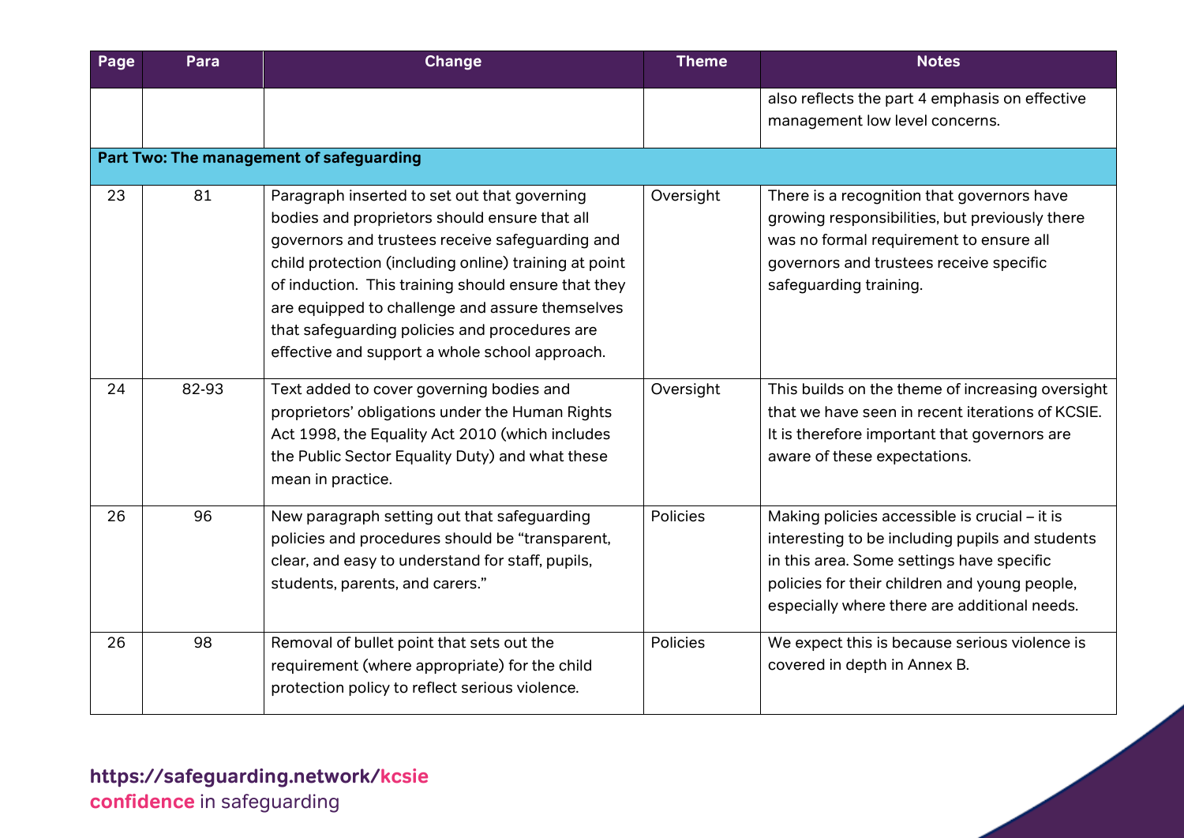| Page | Para | Change | Theme | Notes |
| --- | --- | --- | --- | --- |
| | | | | also reflects the part 4 emphasis on effective management low level concerns. |
| **Part Two: The management of safeguarding** | | | | |
| 23 | 81 | Paragraph inserted to set out that governing bodies and proprietors should ensure that all governors and trustees receive safeguarding and child protection (including online) training at point of induction. This training should ensure that they are equipped to challenge and assure themselves that safeguarding policies and procedures are effective and support a whole school approach. | Oversight | There is a recognition that governors have growing responsibilities, but previously there was no formal requirement to ensure all governors and trustees receive specific safeguarding training. |
| 24 | 82-93 | Text added to cover governing bodies and proprietors' obligations under the Human Rights Act 1998, the Equality Act 2010 (which includes the Public Sector Equality Duty) and what these mean in practice. | Oversight | This builds on the theme of increasing oversight that we have seen in recent iterations of KCSIE. It is therefore important that governors are aware of these expectations. |
| 26 | 96 | New paragraph setting out that safeguarding policies and procedures should be "transparent, clear, and easy to understand for staff, pupils, students, parents, and carers." | Policies | Making policies accessible is crucial – it is interesting to be including pupils and students in this area. Some settings have specific policies for their children and young people, especially where there are additional needs. |
| 26 | 98 | Removal of bullet point that sets out the requirement (where appropriate) for the child protection policy to reflect serious violence. | Policies | We expect this is because serious violence is covered in depth in Annex B. |

**https://safeguarding.network/kcsie**
**confidence** in safeguarding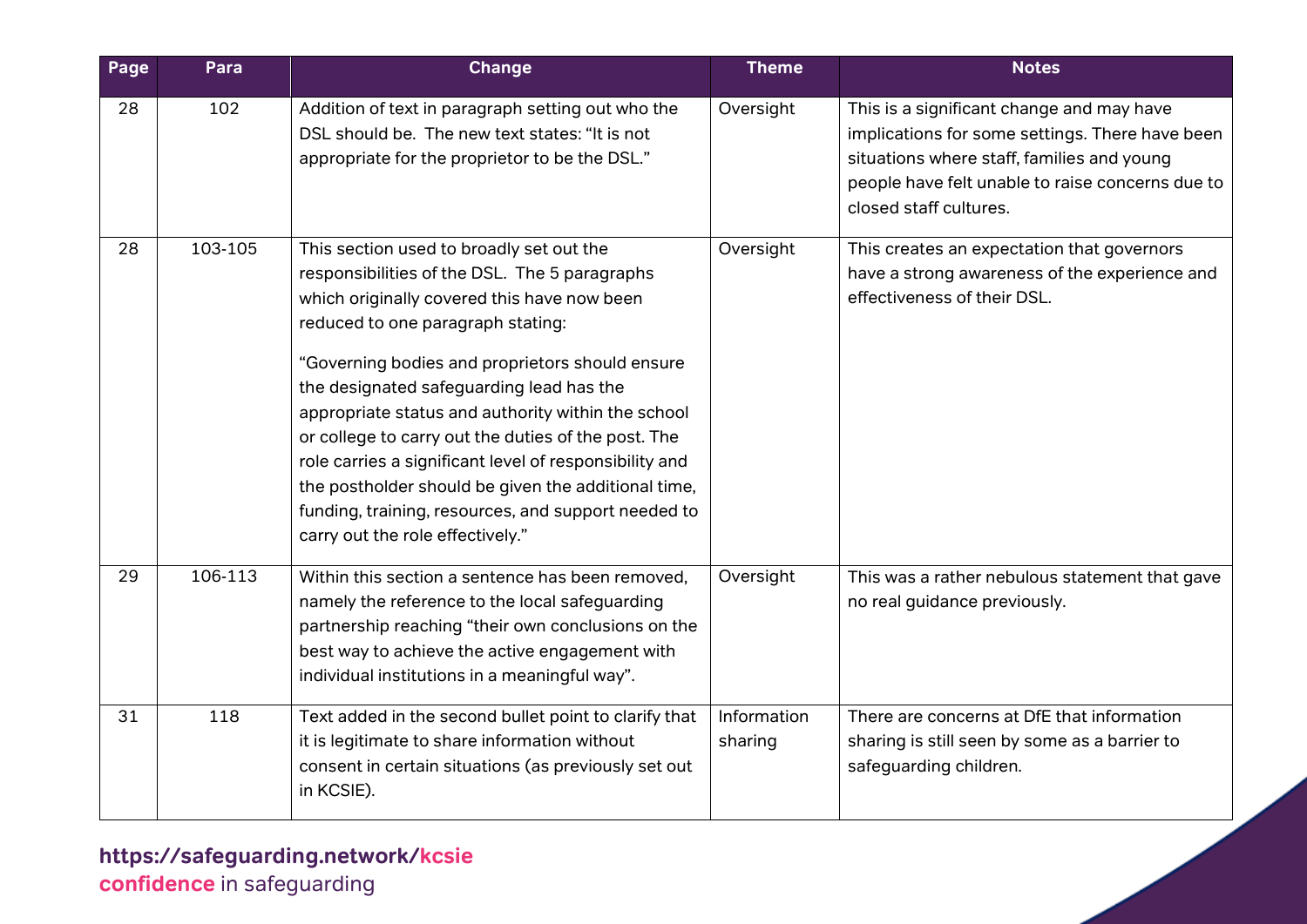| Page | Para | Change | Theme | Notes |
|---|---|---|---|---|
| 28 | 102 | Addition of text in paragraph setting out who the DSL should be. The new text states: "It is not appropriate for the proprietor to be the DSL." | Oversight | This is a significant change and may have implications for some settings. There have been situations where staff, families and young people have felt unable to raise concerns due to closed staff cultures. |
| 28 | 103-105 | This section used to broadly set out the responsibilities of the DSL. The 5 paragraphs which originally covered this have now been reduced to one paragraph stating:<br><br>"Governing bodies and proprietors should ensure the designated safeguarding lead has the appropriate status and authority within the school or college to carry out the duties of the post. The role carries a significant level of responsibility and the postholder should be given the additional time, funding, training, resources, and support needed to carry out the role effectively." | Oversight | This creates an expectation that governors have a strong awareness of the experience and effectiveness of their DSL. |
| 29 | 106-113 | Within this section a sentence has been removed, namely the reference to the local safeguarding partnership reaching "their own conclusions on the best way to achieve the active engagement with individual institutions in a meaningful way". | Oversight | This was a rather nebulous statement that gave no real guidance previously. |
| 31 | 118 | Text added in the second bullet point to clarify that it is legitimate to share information without consent in certain situations (as previously set out in KCSIE). | Information sharing | There are concerns at DfE that information sharing is still seen by some as a barrier to safeguarding children. |

**https://safeguarding.network/kcsie**
**confidence** in safeguarding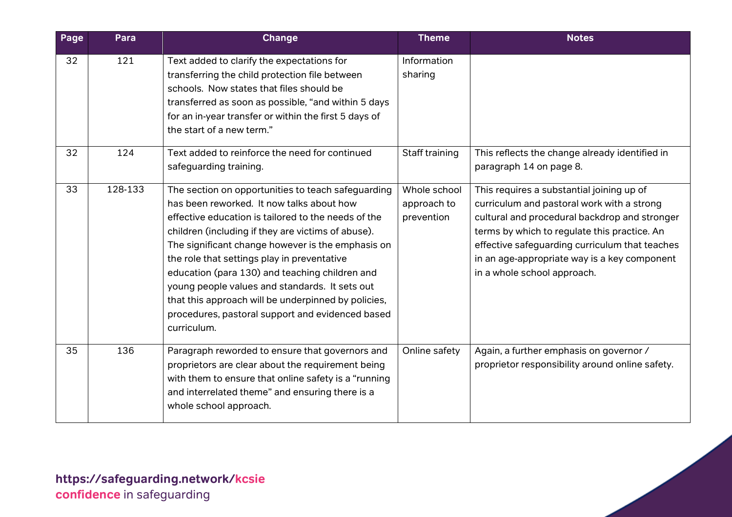| Page | Para | Change | Theme | Notes |
|---|---|---|---|---|
| 32 | 121 | Text added to clarify the expectations for transferring the child protection file between schools. Now states that files should be transferred as soon as possible, "and within 5 days for an in-year transfer or within the first 5 days of the start of a new term." | Information sharing | |
| 32 | 124 | Text added to reinforce the need for continued safeguarding training. | Staff training | This reflects the change already identified in paragraph 14 on page 8. |
| 33 | 128-133 | The section on opportunities to teach safeguarding has been reworked. It now talks about how effective education is tailored to the needs of the children (including if they are victims of abuse). The significant change however is the emphasis on the role that settings play in preventative education (para 130) and teaching children and young people values and standards. It sets out that this approach will be underpinned by policies, procedures, pastoral support and evidenced based curriculum. | Whole school approach to prevention | This requires a substantial joining up of curriculum and pastoral work with a strong cultural and procedural backdrop and stronger terms by which to regulate this practice. An effective safeguarding curriculum that teaches in an age-appropriate way is a key component in a whole school approach. |
| 35 | 136 | Paragraph reworded to ensure that governors and proprietors are clear about the requirement being with them to ensure that online safety is a "running and interrelated theme" and ensuring there is a whole school approach. | Online safety | Again, a further emphasis on governor / proprietor responsibility around online safety. |

**https://safeguarding.network/kcsie**
**confidence** in safeguarding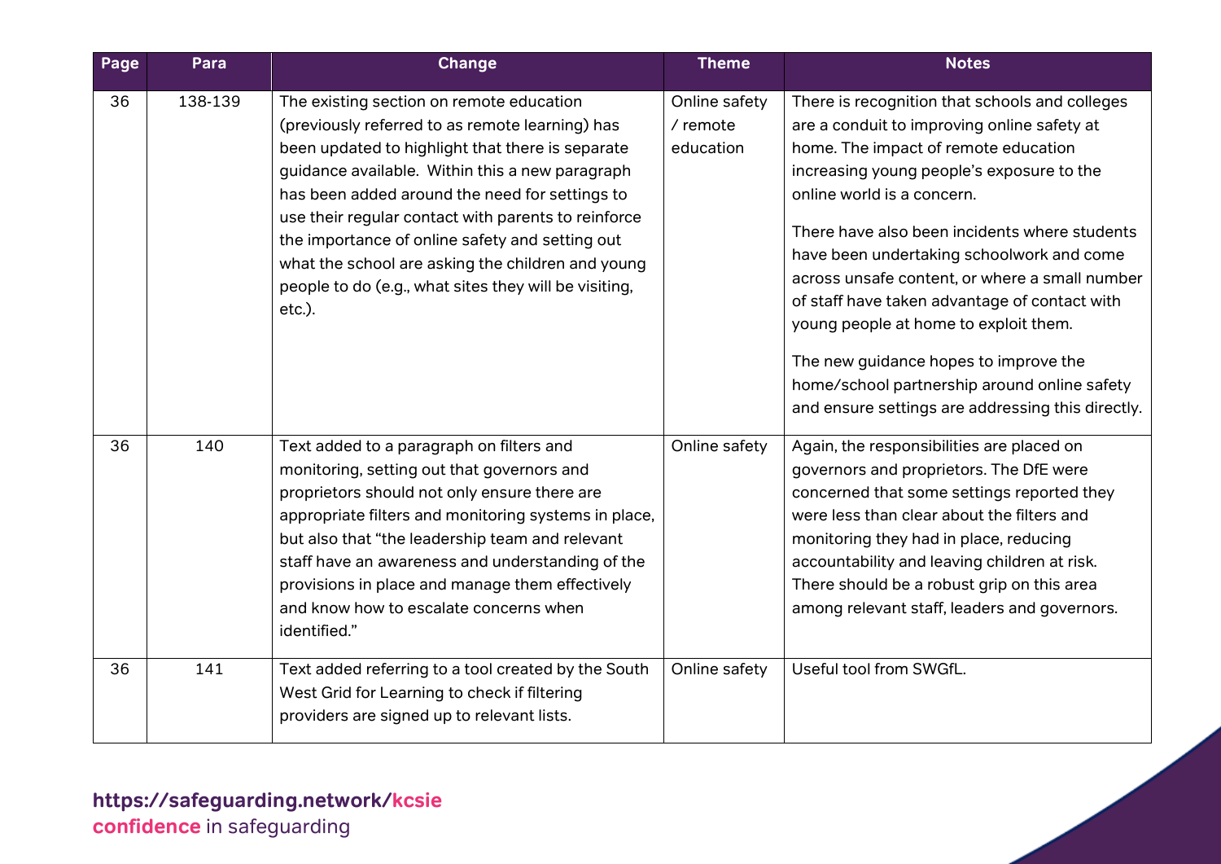| Page | Para | Change | Theme | Notes |
|---|---|---|---|---|
| 36 | 138-139 | The existing section on remote education (previously referred to as remote learning) has been updated to highlight that there is separate guidance available. Within this a new paragraph has been added around the need for settings to use their regular contact with parents to reinforce the importance of online safety and setting out what the school are asking the children and young people to do (e.g., what sites they will be visiting, etc.). | Online safety / remote education | There is recognition that schools and colleges are a conduit to improving online safety at home. The impact of remote education increasing young people's exposure to the online world is a concern.<br><br>There have also been incidents where students have been undertaking schoolwork and come across unsafe content, or where a small number of staff have taken advantage of contact with young people at home to exploit them.<br><br>The new guidance hopes to improve the home/school partnership around online safety and ensure settings are addressing this directly. |
| 36 | 140 | Text added to a paragraph on filters and monitoring, setting out that governors and proprietors should not only ensure there are appropriate filters and monitoring systems in place, but also that "the leadership team and relevant staff have an awareness and understanding of the provisions in place and manage them effectively and know how to escalate concerns when identified." | Online safety | Again, the responsibilities are placed on governors and proprietors. The DfE were concerned that some settings reported they were less than clear about the filters and monitoring they had in place, reducing accountability and leaving children at risk. There should be a robust grip on this area among relevant staff, leaders and governors. |
| 36 | 141 | Text added referring to a tool created by the South West Grid for Learning to check if filtering providers are signed up to relevant lists. | Online safety | Useful tool from SWGfL. |

**https://safeguarding.network/kcsie**
**confidence** in safeguarding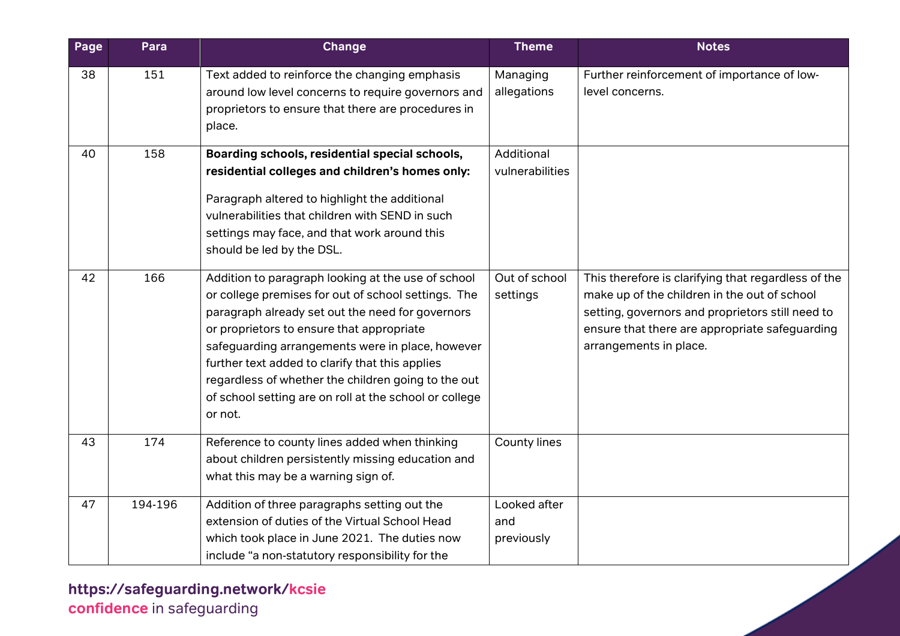| Page | Para | Change | Theme | Notes |
|---|---|---|---|---|
| 38 | 151 | Text added to reinforce the changing emphasis around low level concerns to require governors and proprietors to ensure that there are procedures in place. | Managing allegations | Further reinforcement of importance of low-level concerns. |
| 40 | 158 | **Boarding schools, residential special schools, residential colleges and children's homes only:** Paragraph altered to highlight the additional vulnerabilities that children with SEND in such settings may face, and that work around this should be led by the DSL. | Additional vulnerabilities | |
| 42 | 166 | Addition to paragraph looking at the use of school or college premises for out of school settings. The paragraph already set out the need for governors or proprietors to ensure that appropriate safeguarding arrangements were in place, however further text added to clarify that this applies regardless of whether the children going to the out of school setting are on roll at the school or college or not. | Out of school settings | This therefore is clarifying that regardless of the make up of the children in the out of school setting, governors and proprietors still need to ensure that there are appropriate safeguarding arrangements in place. |
| 43 | 174 | Reference to county lines added when thinking about children persistently missing education and what this may be a warning sign of. | County lines | |
| 47 | 194-196 | Addition of three paragraphs setting out the extension of duties of the Virtual School Head which took place in June 2021. The duties now include "a non-statutory responsibility for the | Looked after and previously | |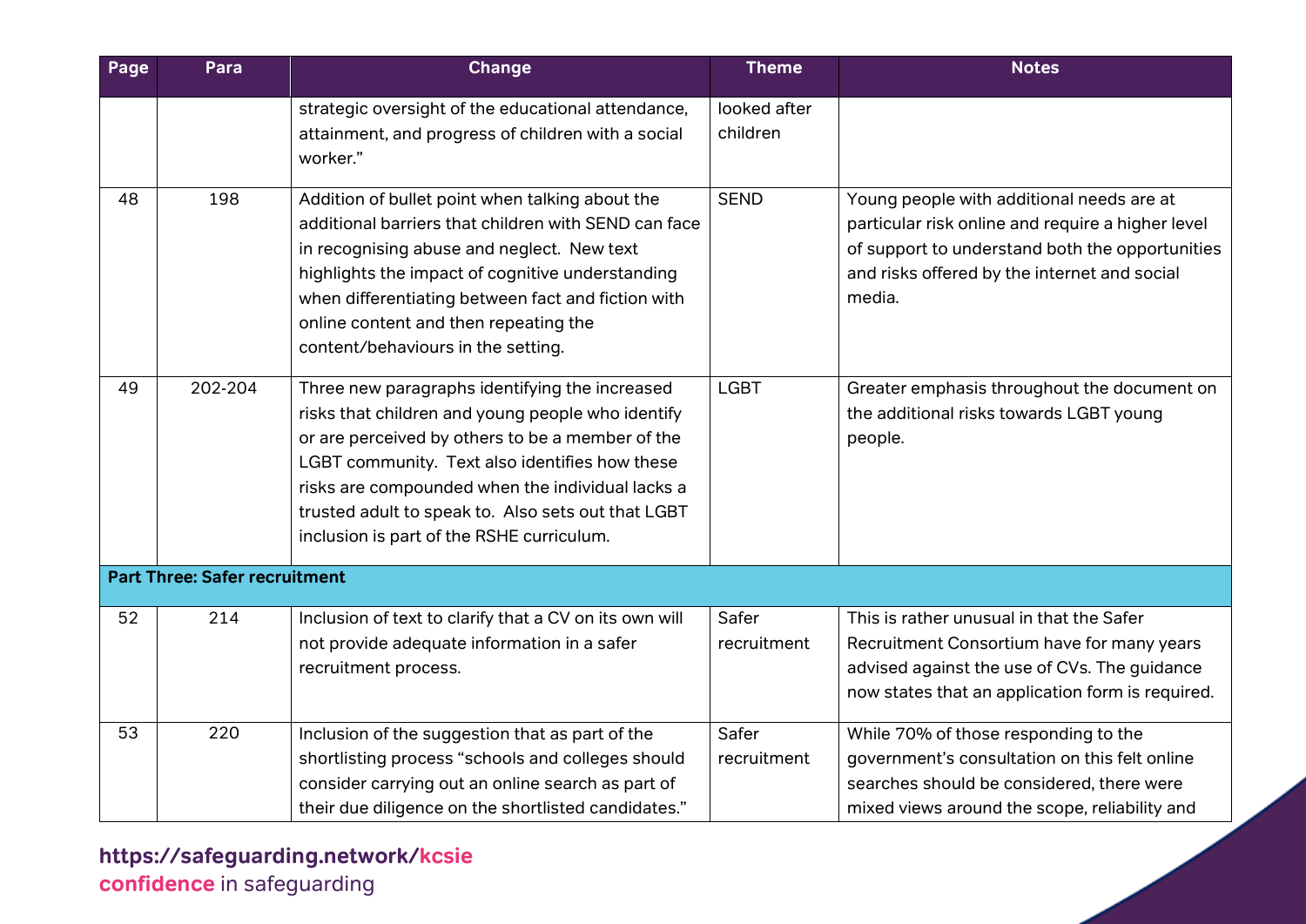| Page | Para | Change | Theme | Notes |
|---|---|---|---|---|
| | | strategic oversight of the educational attendance, attainment, and progress of children with a social worker." | looked after children | |
| 48 | 198 | Addition of bullet point when talking about the additional barriers that children with SEND can face in recognising abuse and neglect. New text highlights the impact of cognitive understanding when differentiating between fact and fiction with online content and then repeating the content/behaviours in the setting. | SEND | Young people with additional needs are at particular risk online and require a higher level of support to understand both the opportunities and risks offered by the internet and social media. |
| 49 | 202-204 | Three new paragraphs identifying the increased risks that children and young people who identify or are perceived by others to be a member of the LGBT community. Text also identifies how these risks are compounded when the individual lacks a trusted adult to speak to. Also sets out that LGBT inclusion is part of the RSHE curriculum. | LGBT | Greater emphasis throughout the document on the additional risks towards LGBT young people. |
| **Part Three: Safer recruitment** | | | | |
| 52 | 214 | Inclusion of text to clarify that a CV on its own will not provide adequate information in a safer recruitment process. | Safer recruitment | This is rather unusual in that the Safer Recruitment Consortium have for many years advised against the use of CVs. The guidance now states that an application form is required. |
| 53 | 220 | Inclusion of the suggestion that as part of the shortlisting process "schools and colleges should consider carrying out an online search as part of their due diligence on the shortlisted candidates." | Safer recruitment | While 70% of those responding to the government's consultation on this felt online searches should be considered, there were mixed views around the scope, reliability and |

https://safeguarding.network/kcsie
confidence in safeguarding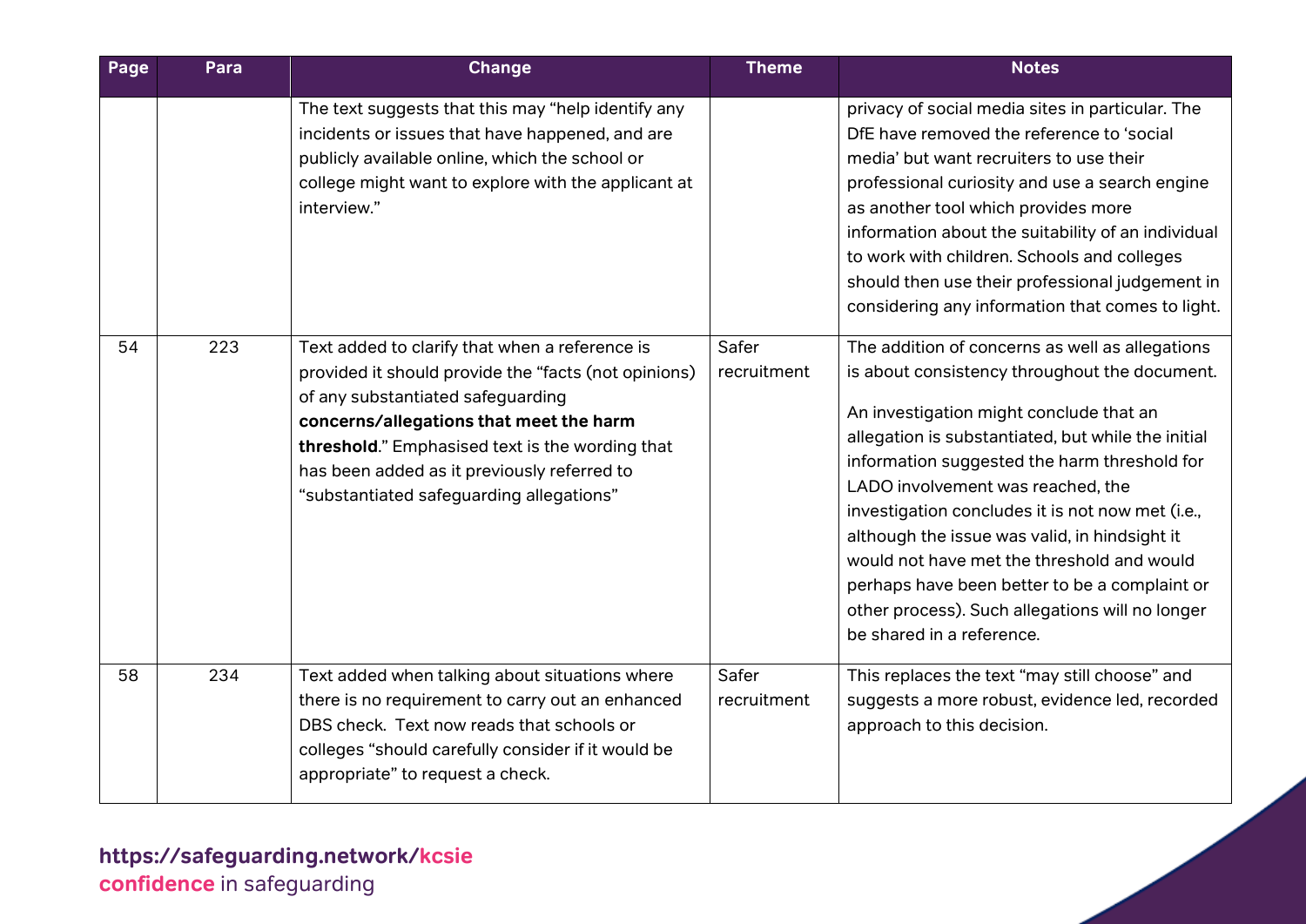| Page | Para | Change | Theme | Notes |
|---|---|---|---|---|
| | | The text suggests that this may "help identify any incidents or issues that have happened, and are publicly available online, which the school or college might want to explore with the applicant at interview." | | privacy of social media sites in particular. The DfE have removed the reference to 'social media' but want recruiters to use their professional curiosity and use a search engine as another tool which provides more information about the suitability of an individual to work with children. Schools and colleges should then use their professional judgement in considering any information that comes to light. |
| 54 | 223 | Text added to clarify that when a reference is provided it should provide the "facts (not opinions) of any substantiated safeguarding **concerns/allegations that meet the harm threshold**." Emphasised text is the wording that has been added as it previously referred to "substantiated safeguarding allegations" | Safer recruitment | The addition of concerns as well as allegations is about consistency throughout the document. An investigation might conclude that an allegation is substantiated, but while the initial information suggested the harm threshold for LADO involvement was reached, the investigation concludes it is not now met (i.e., although the issue was valid, in hindsight it would not have met the threshold and would perhaps have been better to be a complaint or other process). Such allegations will no longer be shared in a reference. |
| 58 | 234 | Text added when talking about situations where there is no requirement to carry out an enhanced DBS check. Text now reads that schools or colleges "should carefully consider if it would be appropriate" to request a check. | Safer recruitment | This replaces the text "may still choose" and suggests a more robust, evidence led, recorded approach to this decision. |

**https://safeguarding.network/kcsie**
**confidence** in safeguarding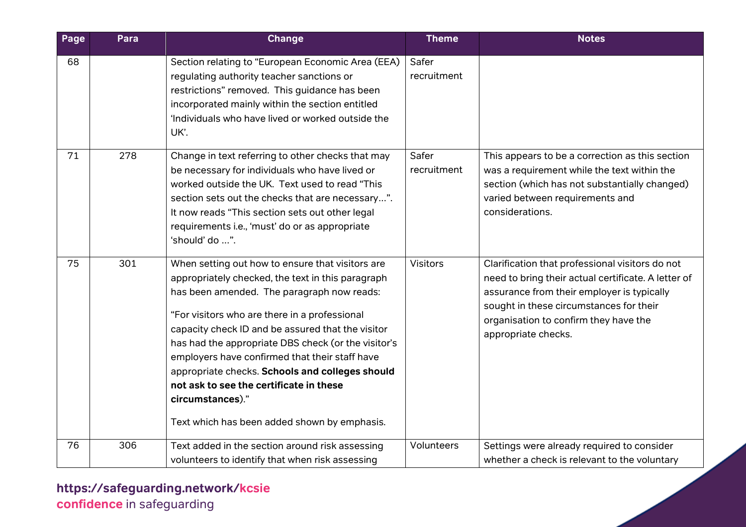| Page | Para | Change | Theme | Notes |
|---|---|---|---|---|
| 68 | | Section relating to "European Economic Area (EEA) regulating authority teacher sanctions or restrictions" removed. This guidance has been incorporated mainly within the section entitled 'Individuals who have lived or worked outside the UK'. | Safer recruitment | |
| 71 | 278 | Change in text referring to other checks that may be necessary for individuals who have lived or worked outside the UK. Text used to read "This section sets out the checks that are necessary…". It now reads "This section sets out other legal requirements i.e., 'must' do or as appropriate 'should' do …". | Safer recruitment | This appears to be a correction as this section was a requirement while the text within the section (which has not substantially changed) varied between requirements and considerations. |
| 75 | 301 | When setting out how to ensure that visitors are appropriately checked, the text in this paragraph has been amended. The paragraph now reads: "For visitors who are there in a professional capacity check ID and be assured that the visitor has had the appropriate DBS check (or the visitor's employers have confirmed that their staff have appropriate checks. **Schools and colleges should not ask to see the certificate in these circumstances**)." Text which has been added shown by emphasis. | Visitors | Clarification that professional visitors do not need to bring their actual certificate. A letter of assurance from their employer is typically sought in these circumstances for their organisation to confirm they have the appropriate checks. |
| 76 | 306 | Text added in the section around risk assessing volunteers to identify that when risk assessing | Volunteers | Settings were already required to consider whether a check is relevant to the voluntary |

**https://safeguarding.network/kcsie**
**confidence** in safeguarding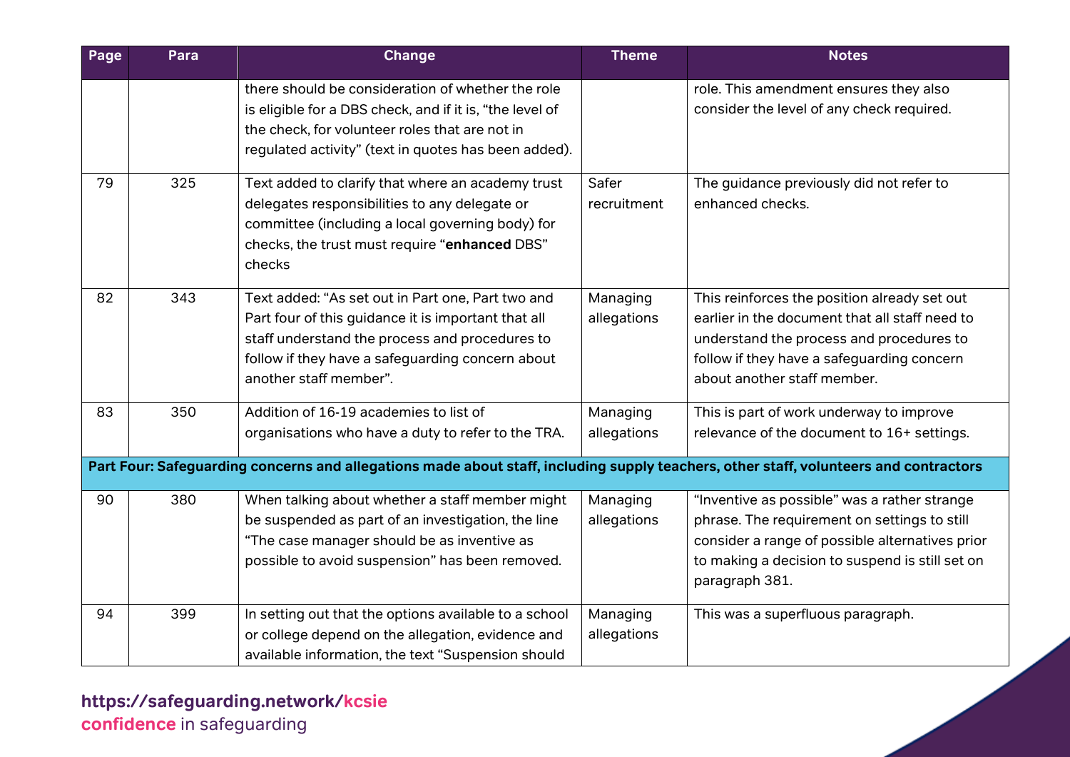| Page | Para | Change | Theme | Notes |
|---|---|---|---|---|
| | | there should be consideration of whether the role is eligible for a DBS check, and if it is, "the level of the check, for volunteer roles that are not in regulated activity" (text in quotes has been added). | | role. This amendment ensures they also consider the level of any check required. |
| 79 | 325 | Text added to clarify that where an academy trust delegates responsibilities to any delegate or committee (including a local governing body) for checks, the trust must require "**enhanced** DBS" checks | Safer recruitment | The guidance previously did not refer to enhanced checks. |
| 82 | 343 | Text added: "As set out in Part one, Part two and Part four of this guidance it is important that all staff understand the process and procedures to follow if they have a safeguarding concern about another staff member". | Managing allegations | This reinforces the position already set out earlier in the document that all staff need to understand the process and procedures to follow if they have a safeguarding concern about another staff member. |
| 83 | 350 | Addition of 16-19 academies to list of organisations who have a duty to refer to the TRA. | Managing allegations | This is part of work underway to improve relevance of the document to 16+ settings. |
| **Part Four: Safeguarding concerns and allegations made about staff, including supply teachers, other staff, volunteers and contractors** | | | | |
| 90 | 380 | When talking about whether a staff member might be suspended as part of an investigation, the line "The case manager should be as inventive as possible to avoid suspension" has been removed. | Managing allegations | "Inventive as possible" was a rather strange phrase. The requirement on settings to still consider a range of possible alternatives prior to making a decision to suspend is still set on paragraph 381. |
| 94 | 399 | In setting out that the options available to a school or college depend on the allegation, evidence and available information, the text "Suspension should | Managing allegations | This was a superfluous paragraph. |

https://safeguarding.network/kcsie
confidence in safeguarding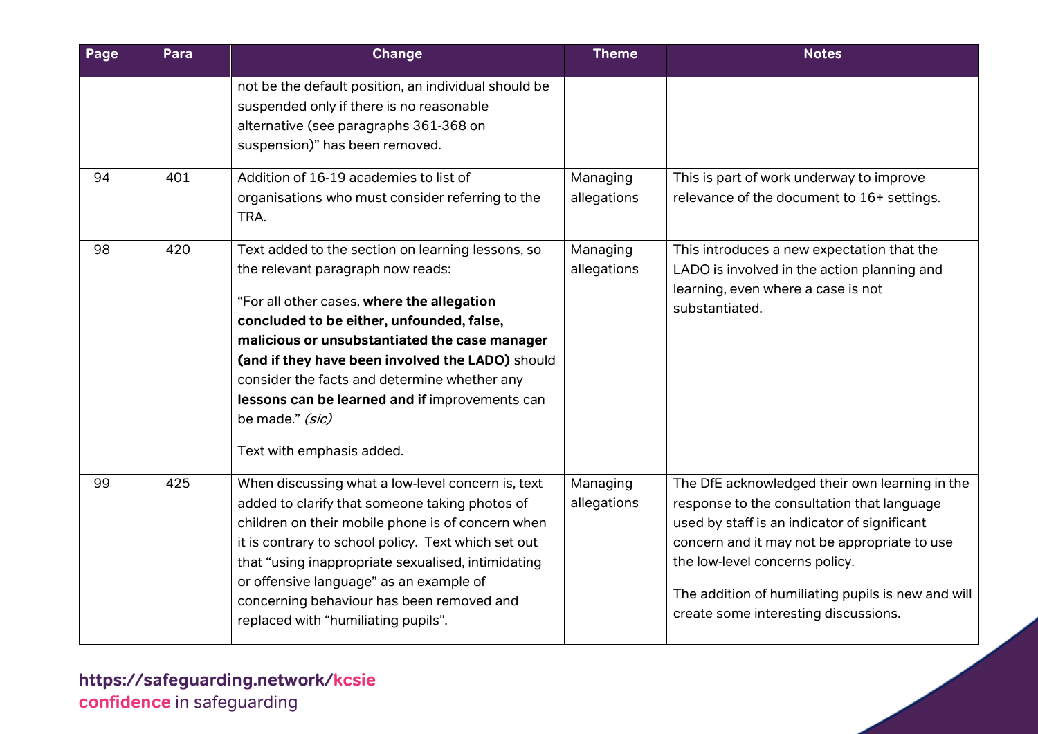| Page | Para | Change | Theme | Notes |
|---|---|---|---|---|
| | | not be the default position, an individual should be suspended only if there is no reasonable alternative (see paragraphs 361-368 on suspension)" has been removed. | | |
| 94 | 401 | Addition of 16-19 academies to list of organisations who must consider referring to the TRA. | Managing allegations | This is part of work underway to improve relevance of the document to 16+ settings. |
| 98 | 420 | Text added to the section on learning lessons, so the relevant paragraph now reads:<br><br>"For all other cases, **where the allegation concluded to be either, unfounded, false, malicious or unsubstantiated the case manager (and if they have been involved the LADO)** should consider the facts and determine whether any **lessons can be learned and if** improvements can be made." *(sic)*<br><br>Text with emphasis added. | Managing allegations | This introduces a new expectation that the LADO is involved in the action planning and learning, even where a case is not substantiated. |
| 99 | 425 | When discussing what a low-level concern is, text added to clarify that someone taking photos of children on their mobile phone is of concern when it is contrary to school policy. Text which set out that "using inappropriate sexualised, intimidating or offensive language" as an example of concerning behaviour has been removed and replaced with "humiliating pupils". | Managing allegations | The DfE acknowledged their own learning in the response to the consultation that language used by staff is an indicator of significant concern and it may not be appropriate to use the low-level concerns policy.<br><br>The addition of humiliating pupils is new and will create some interesting discussions. |

**https://safeguarding.network/kcsie**
**confidence** in safeguarding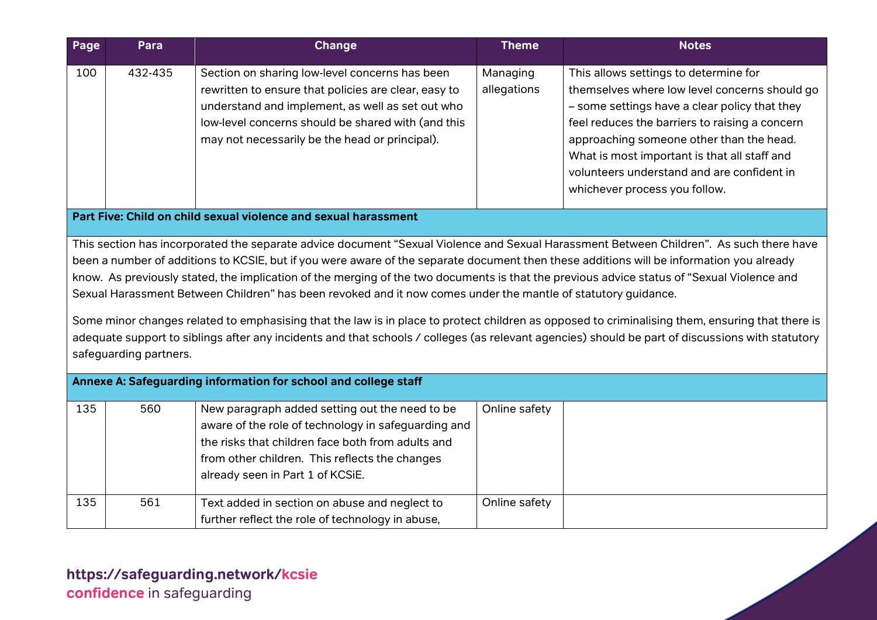| Page | Para | Change | Theme | Notes |
|---|---|---|---|---|
| 100 | 432-435 | Section on sharing low-level concerns has been rewritten to ensure that policies are clear, easy to understand and implement, as well as set out who low-level concerns should be shared with (and this may not necessarily be the head or principal). | Managing allegations | This allows settings to determine for themselves where low level concerns should go – some settings have a clear policy that they feel reduces the barriers to raising a concern approaching someone other than the head. What is most important is that all staff and volunteers understand and are confident in whichever process you follow. |
| **Part Five: Child on child sexual violence and sexual harassment** | | | | |
| This section has incorporated the separate advice document "Sexual Violence and Sexual Harassment Between Children". As such there have been a number of additions to KCSIE, but if you were aware of the separate document then these additions will be information you already know. As previously stated, the implication of the merging of the two documents is that the previous advice status of "Sexual Violence and Sexual Harassment Between Children" has been revoked and it now comes under the mantle of statutory guidance. Some minor changes related to emphasising that the law is in place to protect children as opposed to criminalising them, ensuring that there is adequate support to siblings after any incidents and that schools / colleges (as relevant agencies) should be part of discussions with statutory safeguarding partners. | | | | |
| **Annexe A: Safeguarding information for school and college staff** | | | | |
| 135 | 560 | New paragraph added setting out the need to be aware of the role of technology in safeguarding and the risks that children face both from adults and from other children. This reflects the changes already seen in Part 1 of KCSiE. | Online safety | |
| 135 | 561 | Text added in section on abuse and neglect to further reflect the role of technology in abuse, | Online safety | |

**https://safeguarding.network/kcsie**
**confidence** in safeguarding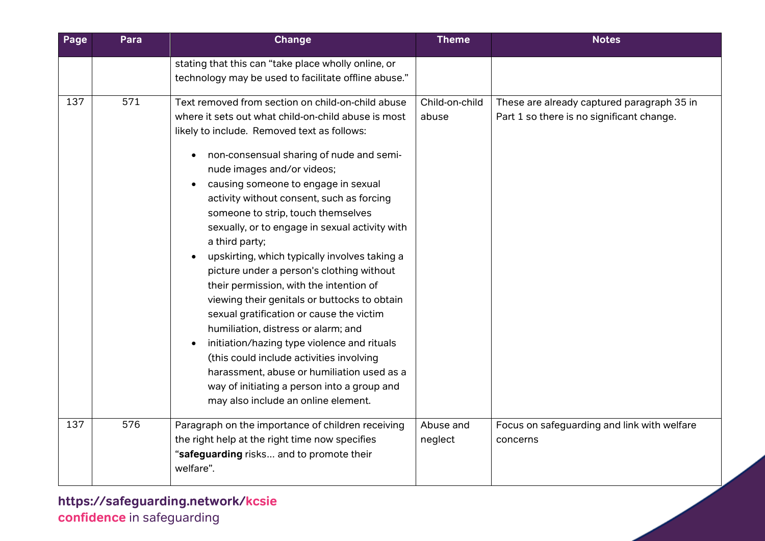| Page | Para | Change | Theme | Notes |
|---|---|---|---|---|
| | | stating that this can "take place wholly online, or technology may be used to facilitate offline abuse." | | |
| 137 | 571 | Text removed from section on child-on-child abuse where it sets out what child-on-child abuse is most likely to include. Removed text as follows:<br>• non-consensual sharing of nude and semi-nude images and/or videos;<br>• causing someone to engage in sexual activity without consent, such as forcing someone to strip, touch themselves sexually, or to engage in sexual activity with a third party;<br>• upskirting, which typically involves taking a picture under a person's clothing without their permission, with the intention of viewing their genitals or buttocks to obtain sexual gratification or cause the victim humiliation, distress or alarm; and<br>• initiation/hazing type violence and rituals (this could include activities involving harassment, abuse or humiliation used as a way of initiating a person into a group and may also include an online element. | Child-on-child abuse | These are already captured paragraph 35 in Part 1 so there is no significant change. |
| 137 | 576 | Paragraph on the importance of children receiving the right help at the right time now specifies "**safeguarding** risks… and to promote their welfare". | Abuse and neglect | Focus on safeguarding and link with welfare concerns |

https://safeguarding.network/kcsie
confidence in safeguarding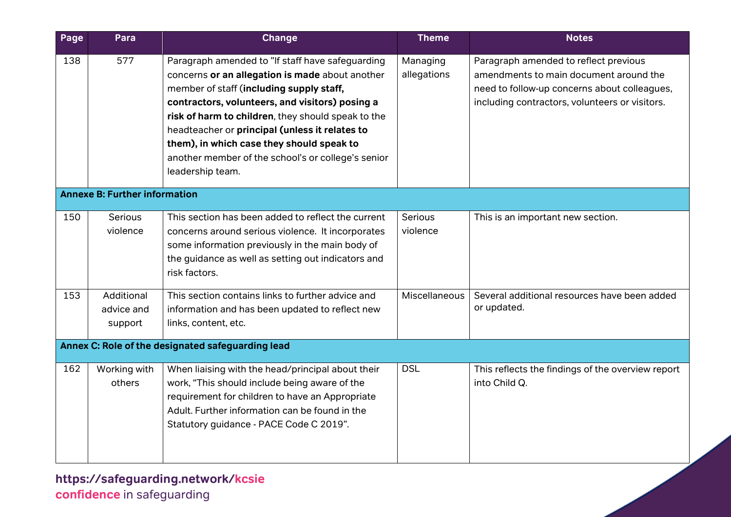| Page | Para | Change | Theme | Notes |
|---|---|---|---|---|
| 138 | 577 | Paragraph amended to "If staff have safeguarding concerns **or an allegation is made** about another member of staff (**including supply staff, contractors, volunteers, and visitors) posing a risk of harm to children**, they should speak to the headteacher or **principal (unless it relates to them), in which case they should speak to** another member of the school's or college's senior leadership team. | Managing allegations | Paragraph amended to reflect previous amendments to main document around the need to follow-up concerns about colleagues, including contractors, volunteers or visitors. |
| **Annexe B: Further information** | | | | |
| 150 | Serious violence | This section has been added to reflect the current concerns around serious violence. It incorporates some information previously in the main body of the guidance as well as setting out indicators and risk factors. | Serious violence | This is an important new section. |
| 153 | Additional advice and support | This section contains links to further advice and information and has been updated to reflect new links, content, etc. | Miscellaneous | Several additional resources have been added or updated. |
| **Annex C: Role of the designated safeguarding lead** | | | | |
| 162 | Working with others | When liaising with the head/principal about their work, "This should include being aware of the requirement for children to have an Appropriate Adult. Further information can be found in the Statutory guidance - PACE Code C 2019". | DSL | This reflects the findings of the overview report into Child Q. |

https://safeguarding.network/kcsie
confidence in safeguarding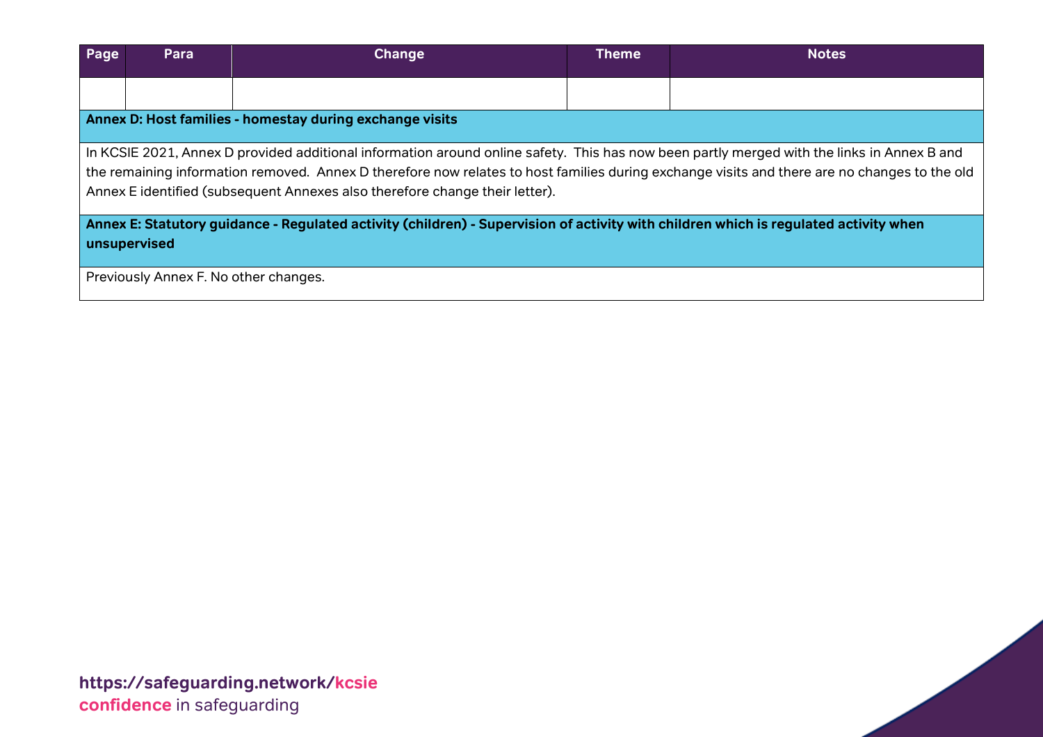| Page | Para | Change | Theme | Notes |
|---|---|---|---|---|
| | | | | |
| **Annex D: Host families - homestay during exchange visits** | | | | |
| In KCSIE 2021, Annex D provided additional information around online safety. This has now been partly merged with the links in Annex B and the remaining information removed. Annex D therefore now relates to host families during exchange visits and there are no changes to the old Annex E identified (subsequent Annexes also therefore change their letter). | | | | |
| **Annex E: Statutory guidance - Regulated activity (children) - Supervision of activity with children which is regulated activity when unsupervised** | | | | |
| Previously Annex F. No other changes. | | | | |

**https://safeguarding.network/kcsie**
**confidence** in safeguarding